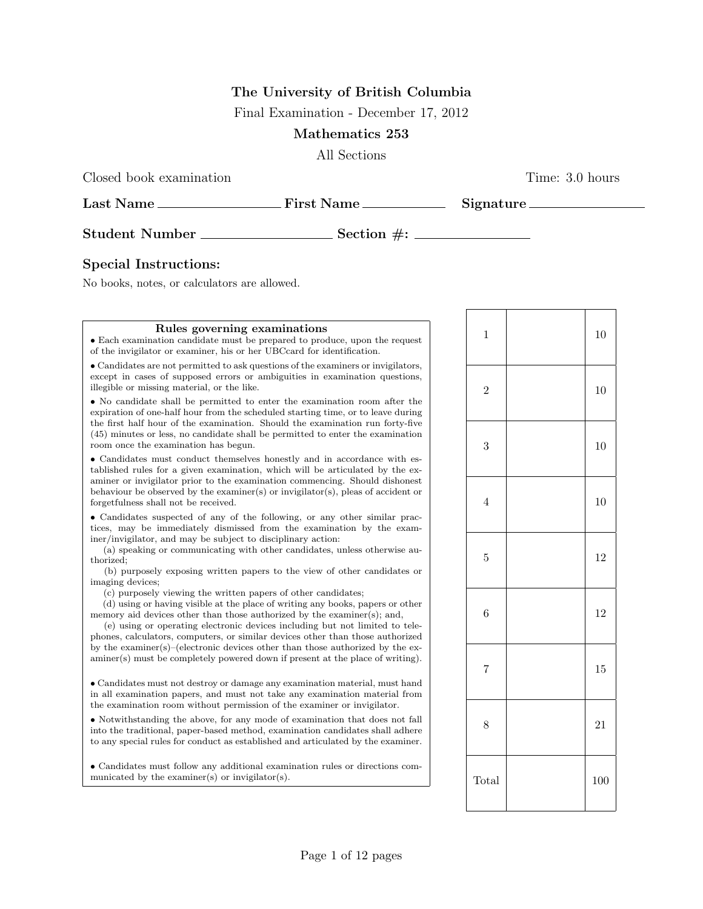**The University of British Columbia**

Final Examination - December 17, 2012

**Mathematics 253**

All Sections

Closed book examination Time: 3.0 hours

**Last Name** \_\_\_\_\_\_\_\_\_\_\_\_\_\_\_\_\_\_\_\_ **First Name** \_\_\_\_\_\_\_\_\_\_\_\_\_\_ **Signature** \_\_\_\_\_\_\_\_\_\_\_\_\_\_\_\_\_\_\_\_

**Student Number** \_\_\_\_\_\_\_\_\_\_\_\_\_\_\_\_\_\_\_\_ **Section #:** \_\_\_\_\_\_\_\_\_\_\_\_\_\_\_\_\_\_

### Special Instructions:

No books, notes, or calculators are allowed.

**Rules governing examinations**

- Each examination candidate must be prepared to produce, upon the request of the invigilator or examiner, his or her UBCcard for identification.
- Candidates are not permitted to ask questions of the examiners or invigilators, except in cases of supposed errors or ambiguities in examination questions, illegible or missing material, or the like.
- No candidate shall be permitted to enter the examination room after the expiration of one-half hour from the scheduled starting time, or to leave during the first half hour of the examination. Should the examination run forty-five (45) minutes or less, no candidate shall be permitted to enter the examination room once the examination has begun.
- Candidates must conduct themselves honestly and in accordance with established rules for a given examination, which will be articulated by the examiner or invigilator prior to the examination commencing. Should dishonest behaviour be observed by the examiner(s) or invigilator(s), pleas of accident or forgetfulness shall not be received.
- Candidates suspected of any of the following, or any other similar practices, may be immediately dismissed from the examination by the examiner/invigilator, and may be subject to disciplinary action:
  (a) speaking or communicating with other candidates, unless otherwise authorized;
  (b) purposely exposing written papers to the view of other candidates or imaging devices;
  (c) purposely viewing the written papers of other candidates;
  (d) using or having visible at the place of writing any books, papers or other memory aid devices other than those authorized by the examiner(s); and,
  (e) using or operating electronic devices including but not limited to telephones, calculators, computers, or similar devices other than those authorized by the examiner(s)–(electronic devices other than those authorized by the examiner(s) must be completely powered down if present at the place of writing).
- Candidates must not destroy or damage any examination material, must hand in all examination papers, and must not take any examination material from the examination room without permission of the examiner or invigilator.
- Notwithstanding the above, for any mode of examination that does not fall into the traditional, paper-based method, examination candidates shall adhere to any special rules for conduct as established and articulated by the examiner.
- Candidates must follow any additional examination rules or directions communicated by the examiner(s) or invigilator(s).

| | | |
|---|---|---|
| 1 | | 10 |
| 2 | | 10 |
| 3 | | 10 |
| 4 | | 10 |
| 5 | | 12 |
| 6 | | 12 |
| 7 | | 15 |
| 8 | | 21 |
| Total | | 100 |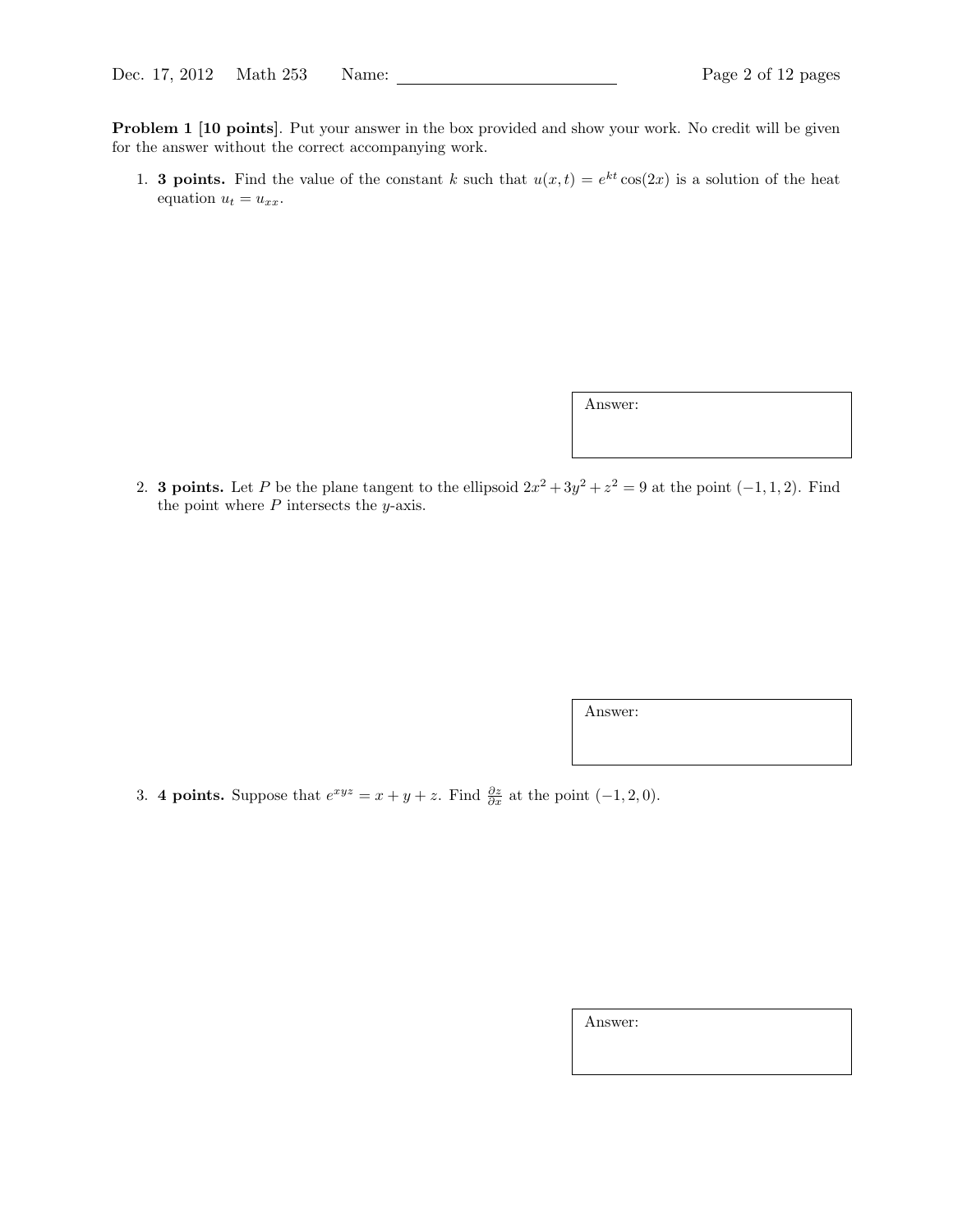**Problem 1 [10 points]**. Put your answer in the box provided and show your work. No credit will be given for the answer without the correct accompanying work.

1. **3 points.** Find the value of the constant $k$ such that $u(x,t) = e^{kt}\cos(2x)$ is a solution of the heat equation $u_t = u_{xx}$.

   Answer:

2. **3 points.** Let $P$ be the plane tangent to the ellipsoid $2x^2 + 3y^2 + z^2 = 9$ at the point $(-1, 1, 2)$. Find the point where $P$ intersects the $y$-axis.

   Answer:

3. **4 points.** Suppose that $e^{xyz} = x + y + z$. Find $\frac{\partial z}{\partial x}$ at the point $(-1, 2, 0)$.

   Answer: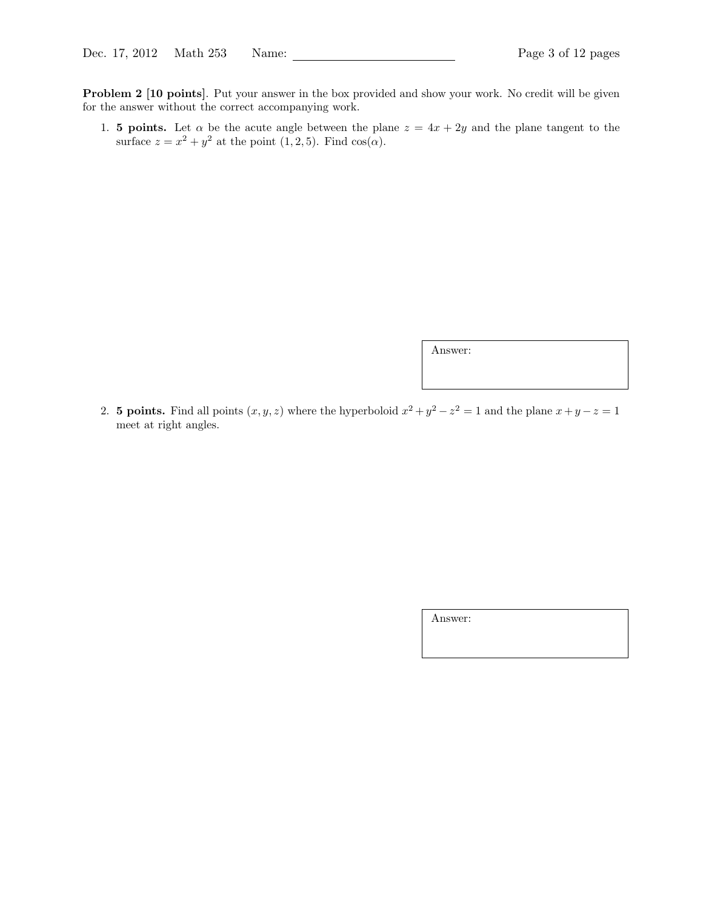**Problem 2 [10 points]**. Put your answer in the box provided and show your work. No credit will be given for the answer without the correct accompanying work.

1. **5 points.** Let $\alpha$ be the acute angle between the plane $z = 4x + 2y$ and the plane tangent to the surface $z = x^2 + y^2$ at the point $(1, 2, 5)$. Find $\cos(\alpha)$.

| Answer: |
|---|
| |

2. **5 points.** Find all points $(x, y, z)$ where the hyperboloid $x^2 + y^2 - z^2 = 1$ and the plane $x + y - z = 1$ meet at right angles.

| Answer: |
|---|
| |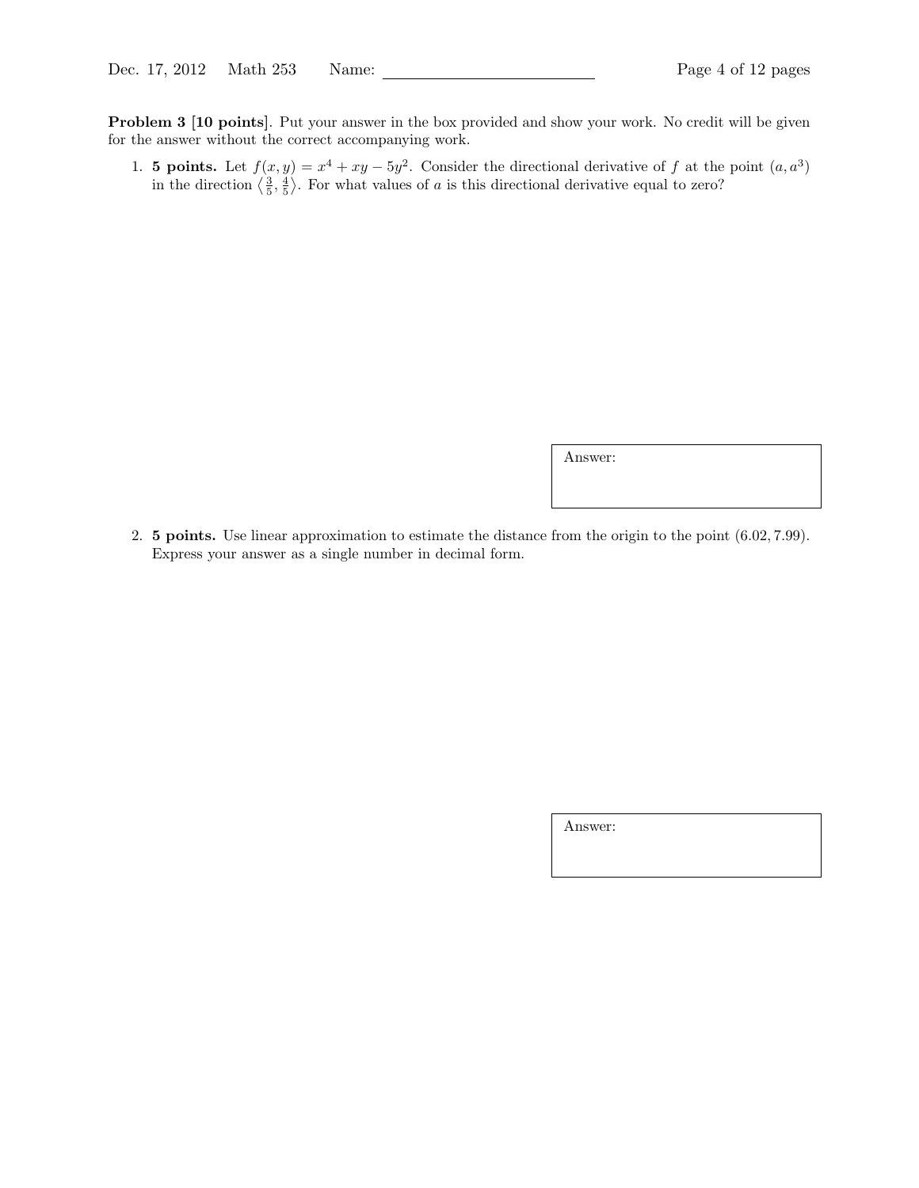**Problem 3 [10 points]**. Put your answer in the box provided and show your work. No credit will be given for the answer without the correct accompanying work.

1. **5 points.** Let $f(x, y) = x^4 + xy - 5y^2$. Consider the directional derivative of $f$ at the point $(a, a^3)$ in the direction $\left\langle \frac{3}{5}, \frac{4}{5} \right\rangle$. For what values of $a$ is this directional derivative equal to zero?

Answer:

2. **5 points.** Use linear approximation to estimate the distance from the origin to the point $(6.02, 7.99)$. Express your answer as a single number in decimal form.

Answer: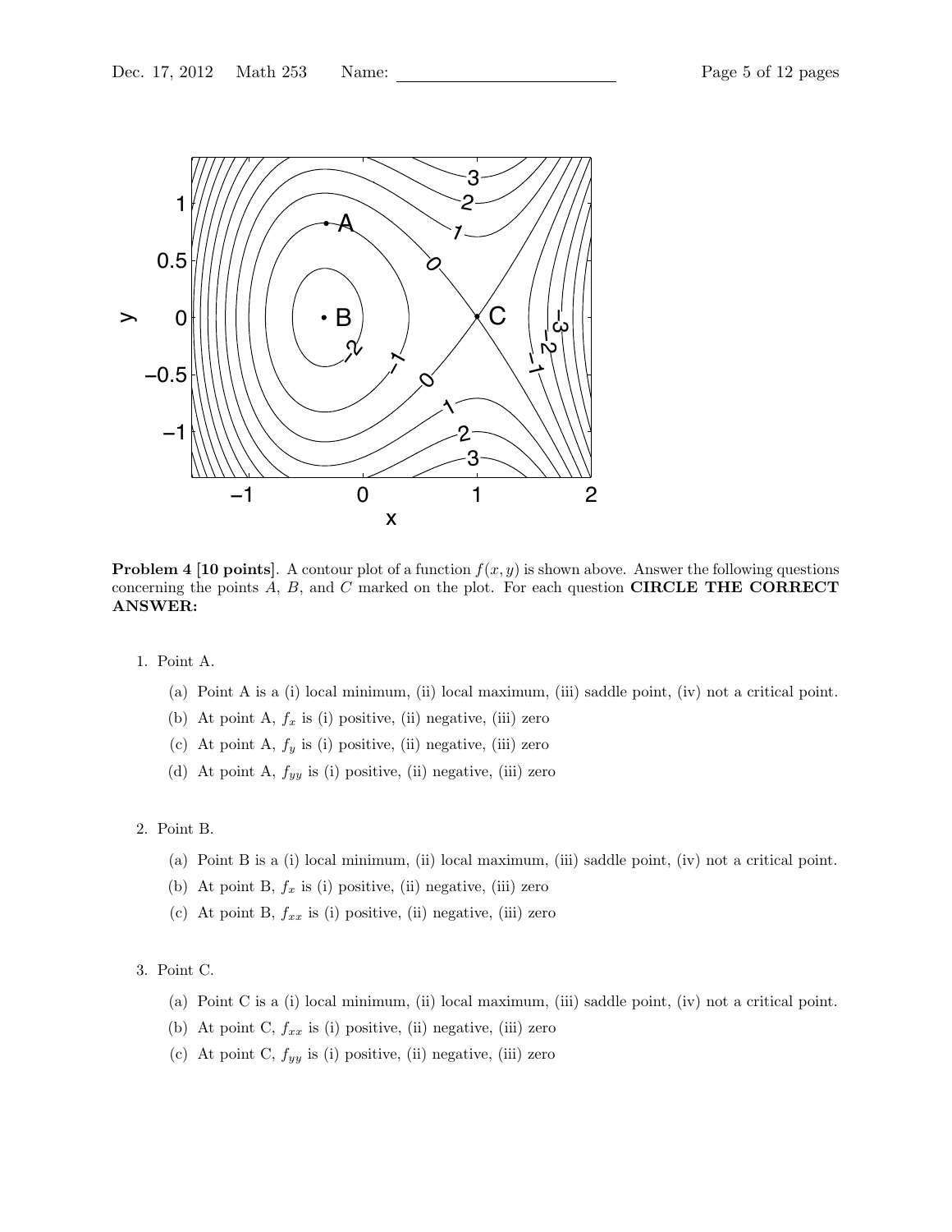**Problem 4 [10 points]**. A contour plot of a function $f(x, y)$ is shown above. Answer the following questions concerning the points $A$, $B$, and $C$ marked on the plot. For each question **CIRCLE THE CORRECT ANSWER:**

1. Point A.
   - (a) Point A is a (i) local minimum, (ii) local maximum, (iii) saddle point, (iv) not a critical point.
   - (b) At point A, $f_x$ is (i) positive, (ii) negative, (iii) zero
   - (c) At point A, $f_y$ is (i) positive, (ii) negative, (iii) zero
   - (d) At point A, $f_{yy}$ is (i) positive, (ii) negative, (iii) zero

2. Point B.
   - (a) Point B is a (i) local minimum, (ii) local maximum, (iii) saddle point, (iv) not a critical point.
   - (b) At point B, $f_x$ is (i) positive, (ii) negative, (iii) zero
   - (c) At point B, $f_{xx}$ is (i) positive, (ii) negative, (iii) zero

3. Point C.
   - (a) Point C is a (i) local minimum, (ii) local maximum, (iii) saddle point, (iv) not a critical point.
   - (b) At point C, $f_{xx}$ is (i) positive, (ii) negative, (iii) zero
   - (c) At point C, $f_{yy}$ is (i) positive, (ii) negative, (iii) zero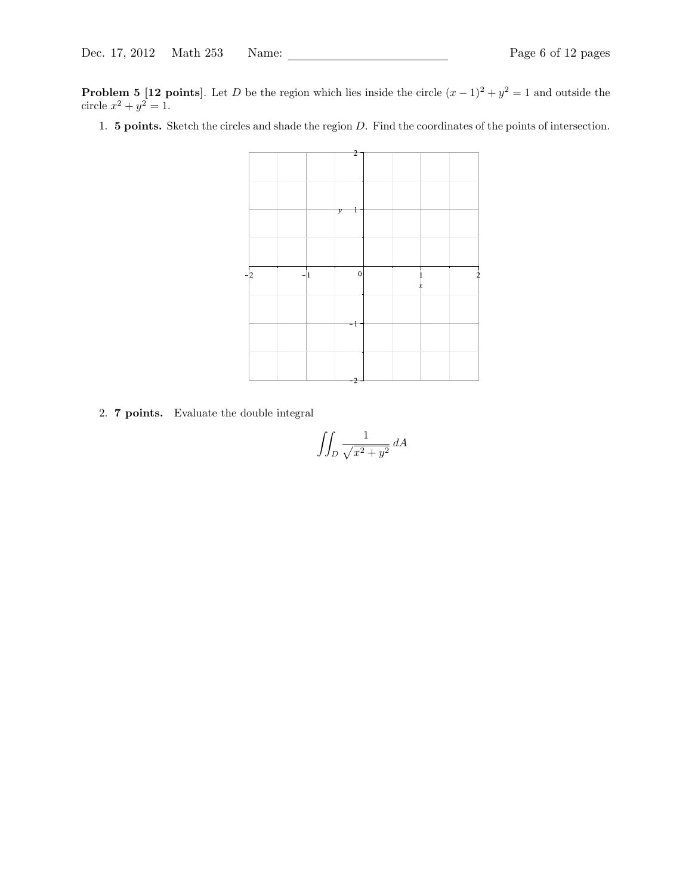**Problem 5 [12 points]**. Let $D$ be the region which lies inside the circle $(x-1)^2 + y^2 = 1$ and outside the circle $x^2 + y^2 = 1$.

1. **5 points.** Sketch the circles and shade the region $D$. Find the coordinates of the points of intersection.

2. **7 points.** Evaluate the double integral

$$\iint_D \frac{1}{\sqrt{x^2 + y^2}} \, dA$$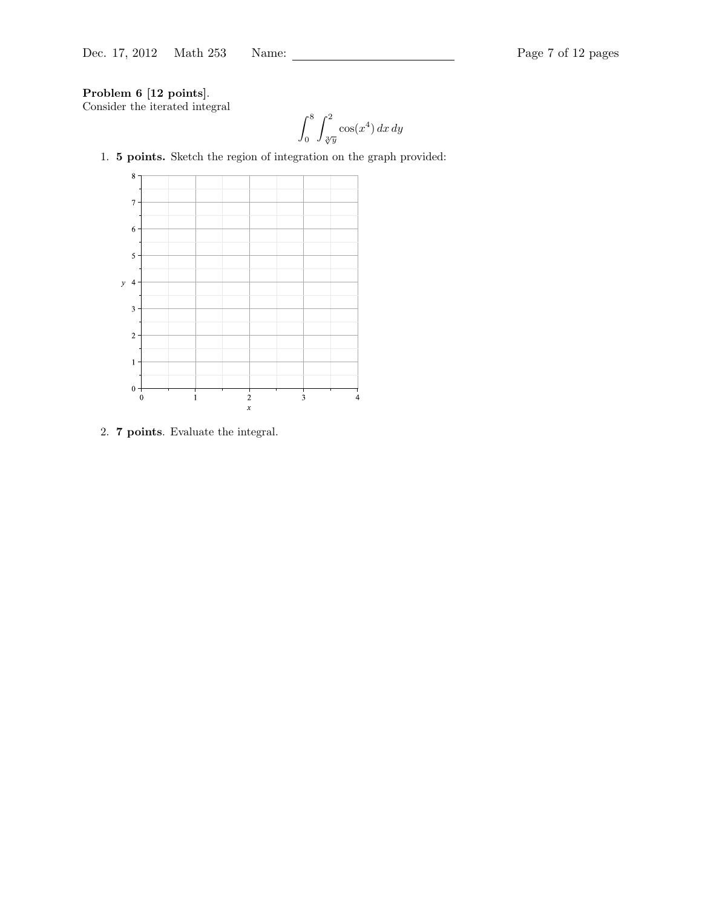**Problem 6 [12 points]**.
Consider the iterated integral

$$\int_0^8 \int_{\sqrt[3]{y}}^2 \cos(x^4)\, dx\, dy$$

1. **5 points.** Sketch the region of integration on the graph provided:

2. **7 points**. Evaluate the integral.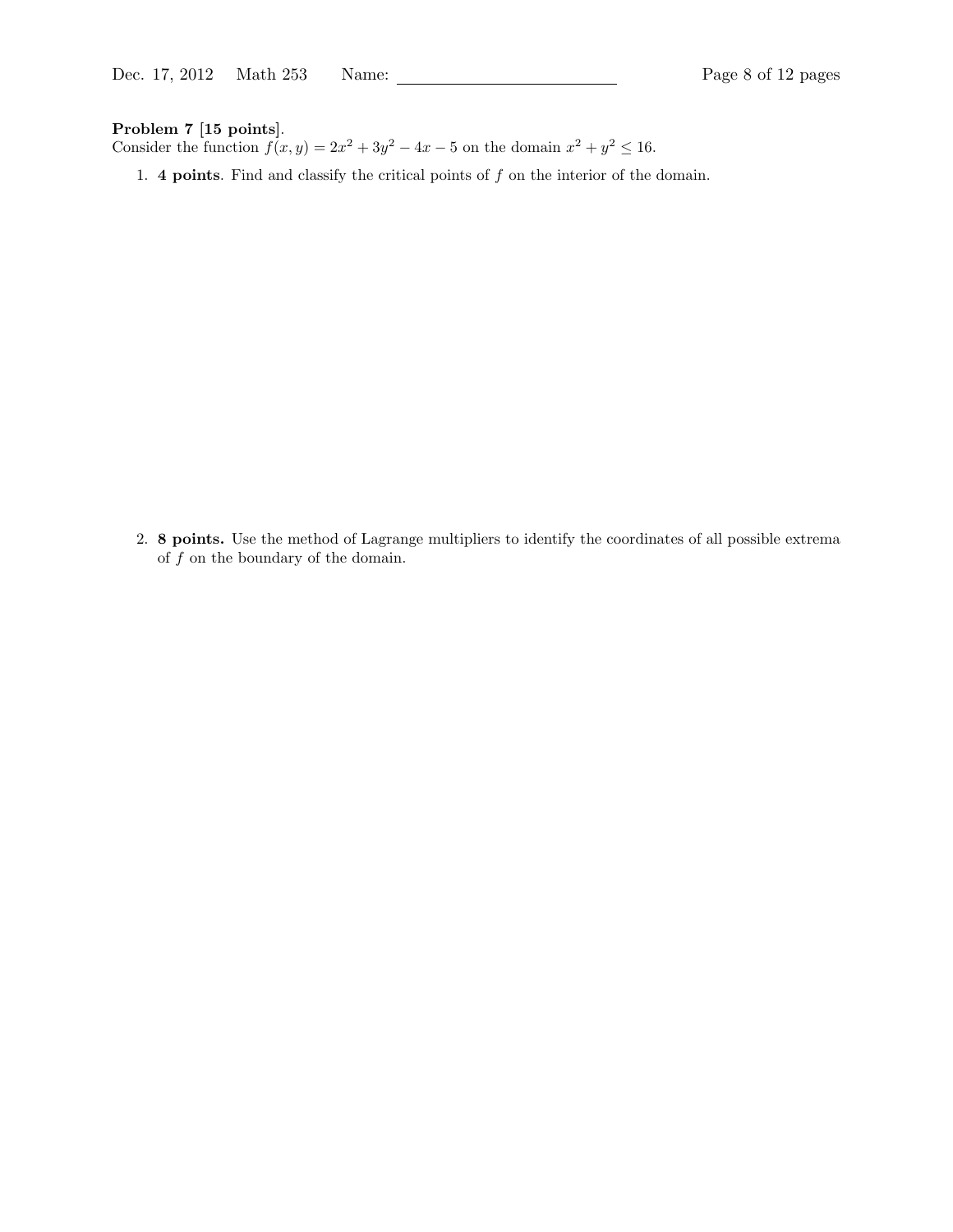**Problem 7 [15 points]**.
Consider the function $f(x, y) = 2x^2 + 3y^2 - 4x - 5$ on the domain $x^2 + y^2 \leq 16$.

1. **4 points**. Find and classify the critical points of $f$ on the interior of the domain.

2. **8 points.** Use the method of Lagrange multipliers to identify the coordinates of all possible extrema of $f$ on the boundary of the domain.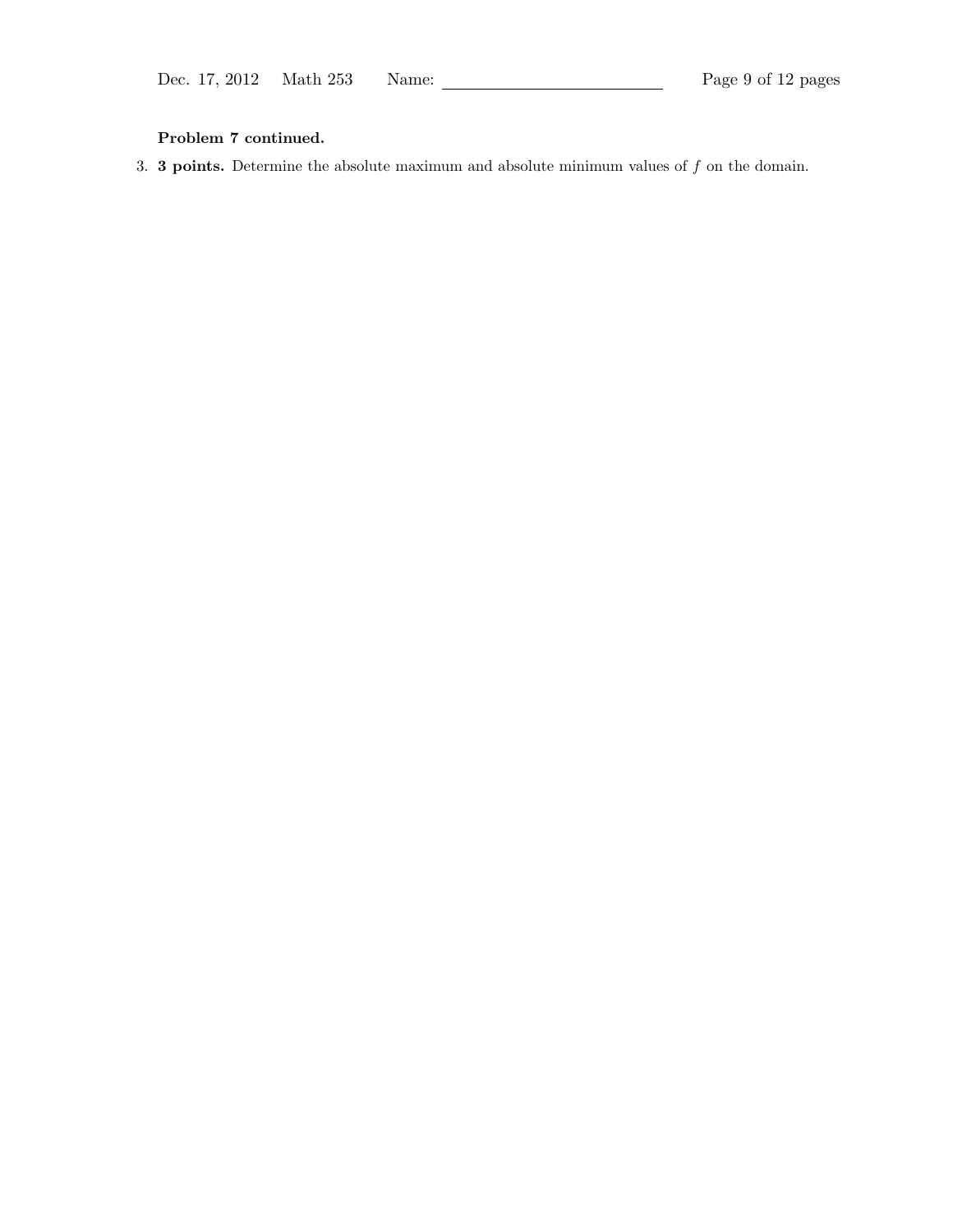**Problem 7 continued.**

3. **3 points.** Determine the absolute maximum and absolute minimum values of $f$ on the domain.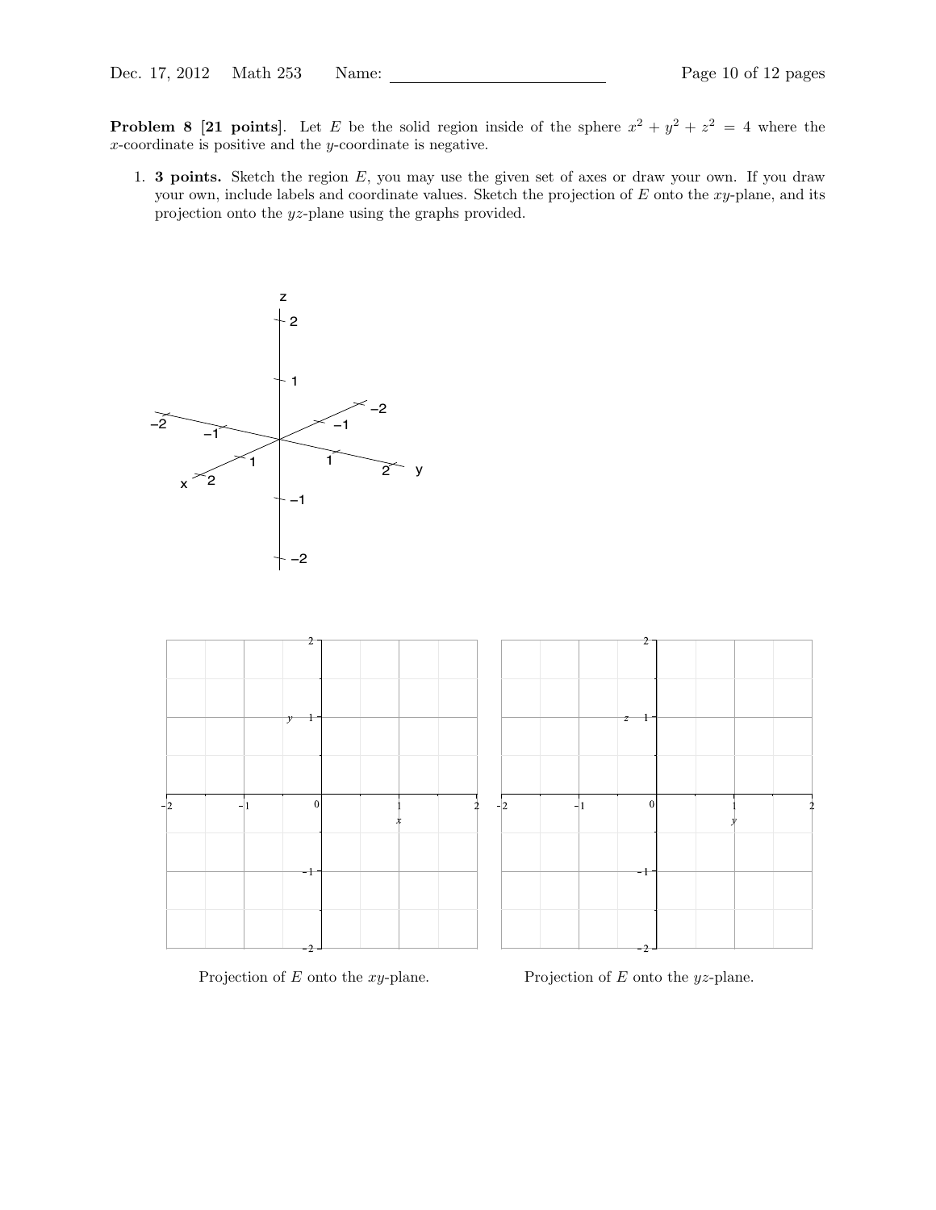**Problem 8 [21 points]**. Let $E$ be the solid region inside of the sphere $x^2 + y^2 + z^2 = 4$ where the $x$-coordinate is positive and the $y$-coordinate is negative.

1. **3 points.** Sketch the region $E$, you may use the given set of axes or draw your own. If you draw your own, include labels and coordinate values. Sketch the projection of $E$ onto the $xy$-plane, and its projection onto the $yz$-plane using the graphs provided.

Projection of $E$ onto the $xy$-plane.

Projection of $E$ onto the $yz$-plane.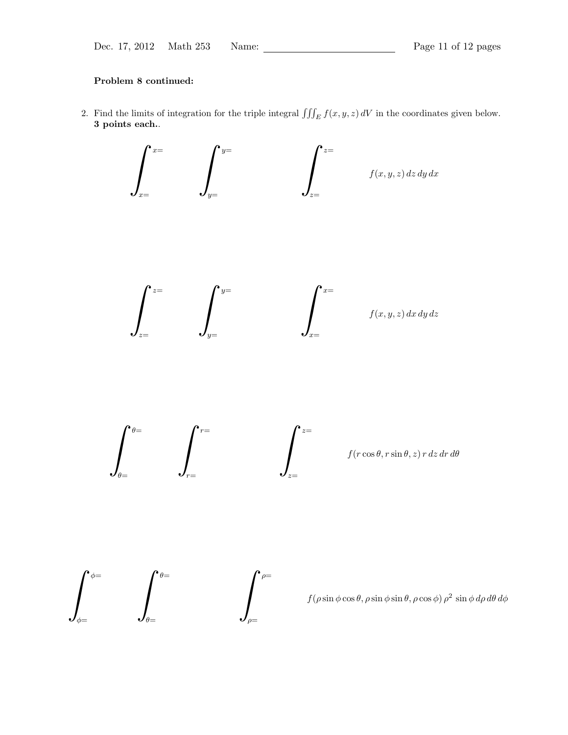**Problem 8 continued:**

2. Find the limits of integration for the triple integral $\iiint_E f(x,y,z)\,dV$ in the coordinates given below. **3 points each.**.

$$\int_{x=}^{x=} \int_{y=}^{y=} \int_{z=}^{z=} f(x,y,z)\,dz\,dy\,dx$$

$$\int_{z=}^{z=} \int_{y=}^{y=} \int_{x=}^{x=} f(x,y,z)\,dx\,dy\,dz$$

$$\int_{\theta=}^{\theta=} \int_{r=}^{r=} \int_{z=}^{z=} f(r\cos\theta, r\sin\theta, z)\,r\,dz\,dr\,d\theta$$

$$\int_{\phi=}^{\phi=} \int_{\theta=}^{\theta=} \int_{\rho=}^{\rho=} f(\rho\sin\phi\cos\theta, \rho\sin\phi\sin\theta, \rho\cos\phi)\,\rho^2\,\sin\phi\,d\rho\,d\theta\,d\phi$$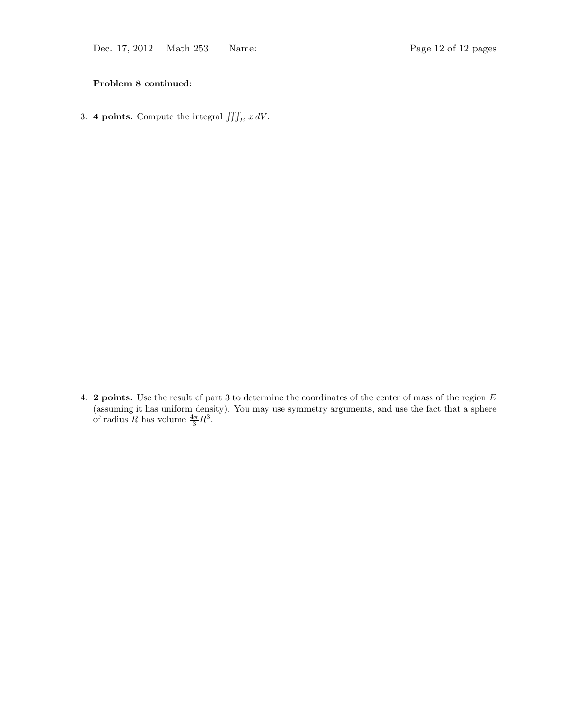**Problem 8 continued:**

3. **4 points.** Compute the integral $\iiint_E x \, dV$.

4. **2 points.** Use the result of part 3 to determine the coordinates of the center of mass of the region $E$ (assuming it has uniform density). You may use symmetry arguments, and use the fact that a sphere of radius $R$ has volume $\frac{4\pi}{3}R^3$.